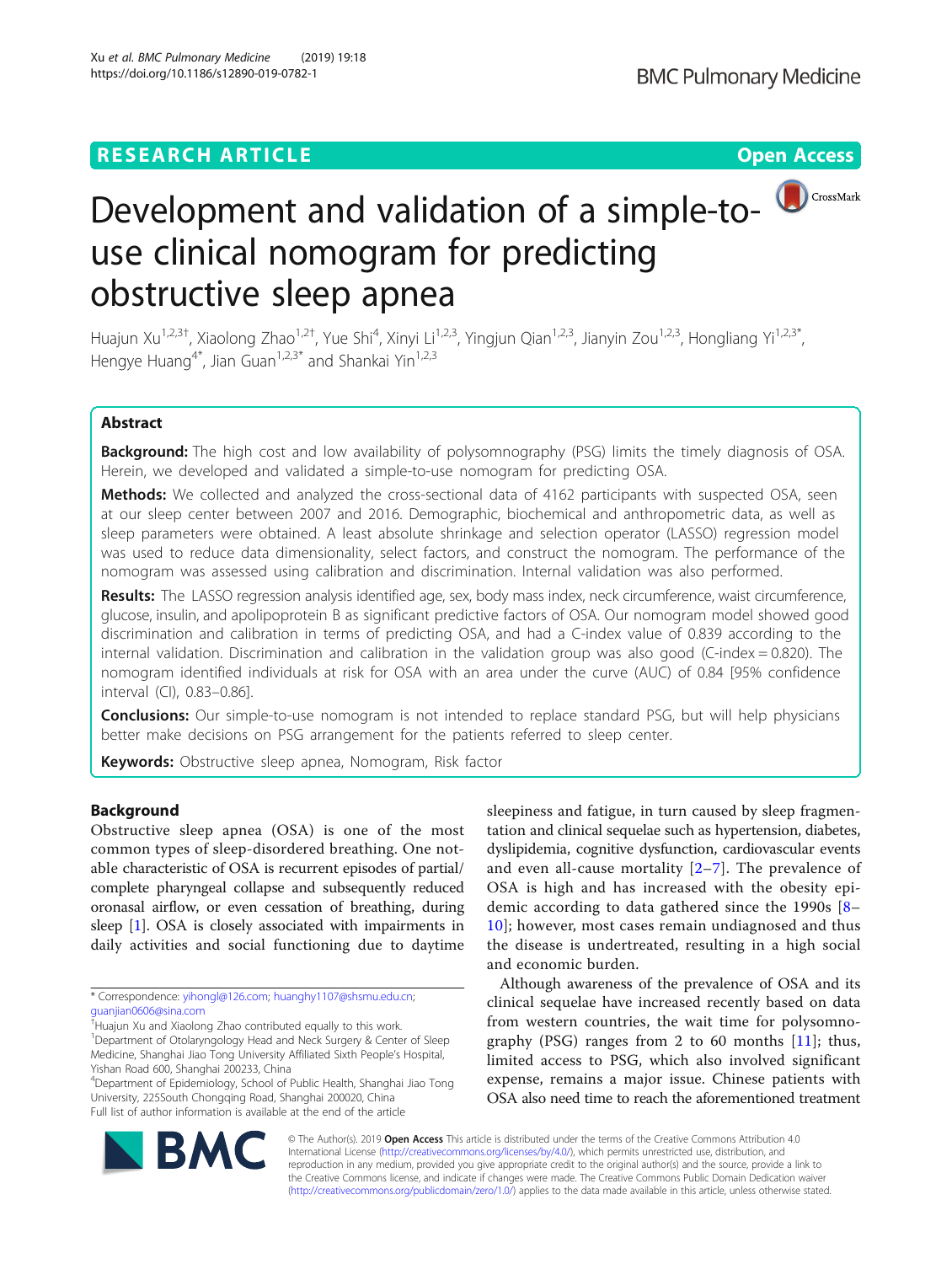RESEARCH ARTICLE

Open Access

# Development and validation of a simple-to-use clinical nomogram for predicting obstructive sleep apnea

Huajun Xu[1,2,3†], Xiaolong Zhao[1,2†], Yue Shi[4], Xinyi Li[1,2,3], Yingjun Qian[1,2,3], Jianyin Zou[1,2,3], Hongliang Yi[1,2,3*], Hengye Huang[4*], Jian Guan[1,2,3*] and Shankai Yin[1,2,3]

## Abstract

**Background:** The high cost and low availability of polysomnography (PSG) limits the timely diagnosis of OSA. Herein, we developed and validated a simple-to-use nomogram for predicting OSA.

**Methods:** We collected and analyzed the cross-sectional data of 4162 participants with suspected OSA, seen at our sleep center between 2007 and 2016. Demographic, biochemical and anthropometric data, as well as sleep parameters were obtained. A least absolute shrinkage and selection operator (LASSO) regression model was used to reduce data dimensionality, select factors, and construct the nomogram. The performance of the nomogram was assessed using calibration and discrimination. Internal validation was also performed.

**Results:** The LASSO regression analysis identified age, sex, body mass index, neck circumference, waist circumference, glucose, insulin, and apolipoprotein B as significant predictive factors of OSA. Our nomogram model showed good discrimination and calibration in terms of predicting OSA, and had a C-index value of 0.839 according to the internal validation. Discrimination and calibration in the validation group was also good (C-index = 0.820). The nomogram identified individuals at risk for OSA with an area under the curve (AUC) of 0.84 [95% confidence interval (CI), 0.83–0.86].

**Conclusions:** Our simple-to-use nomogram is not intended to replace standard PSG, but will help physicians better make decisions on PSG arrangement for the patients referred to sleep center.

**Keywords:** Obstructive sleep apnea, Nomogram, Risk factor

## Background

Obstructive sleep apnea (OSA) is one of the most common types of sleep-disordered breathing. One notable characteristic of OSA is recurrent episodes of partial/complete pharyngeal collapse and subsequently reduced oronasal airflow, or even cessation of breathing, during sleep [1]. OSA is closely associated with impairments in daily activities and social functioning due to daytime sleepiness and fatigue, in turn caused by sleep fragmentation and clinical sequelae such as hypertension, diabetes, dyslipidemia, cognitive dysfunction, cardiovascular events and even all-cause mortality [2–7]. The prevalence of OSA is high and has increased with the obesity epidemic according to data gathered since the 1990s [8–10]; however, most cases remain undiagnosed and thus the disease is undertreated, resulting in a high social and economic burden.

Although awareness of the prevalence of OSA and its clinical sequelae have increased recently based on data from western countries, the wait time for polysomnography (PSG) ranges from 2 to 60 months [11]; thus, limited access to PSG, which also involved significant expense, remains a major issue. Chinese patients with OSA also need time to reach the aforementioned treatment

* Correspondence: yihongl@126.com; huanghy1107@shsmu.edu.cn; guanjian0606@sina.com

†Huajun Xu and Xiaolong Zhao contributed equally to this work.

[1]Department of Otolaryngology Head and Neck Surgery & Center of Sleep Medicine, Shanghai Jiao Tong University Affiliated Sixth People's Hospital, Yishan Road 600, Shanghai 200233, China

[4]Department of Epidemiology, School of Public Health, Shanghai Jiao Tong University, 225South Chongqing Road, Shanghai 200020, China

Full list of author information is available at the end of the article

© The Author(s). 2019 **Open Access** This article is distributed under the terms of the Creative Commons Attribution 4.0 International License (http://creativecommons.org/licenses/by/4.0/), which permits unrestricted use, distribution, and reproduction in any medium, provided you give appropriate credit to the original author(s) and the source, provide a link to the Creative Commons license, and indicate if changes were made. The Creative Commons Public Domain Dedication waiver (http://creativecommons.org/publicdomain/zero/1.0/) applies to the data made available in this article, unless otherwise stated.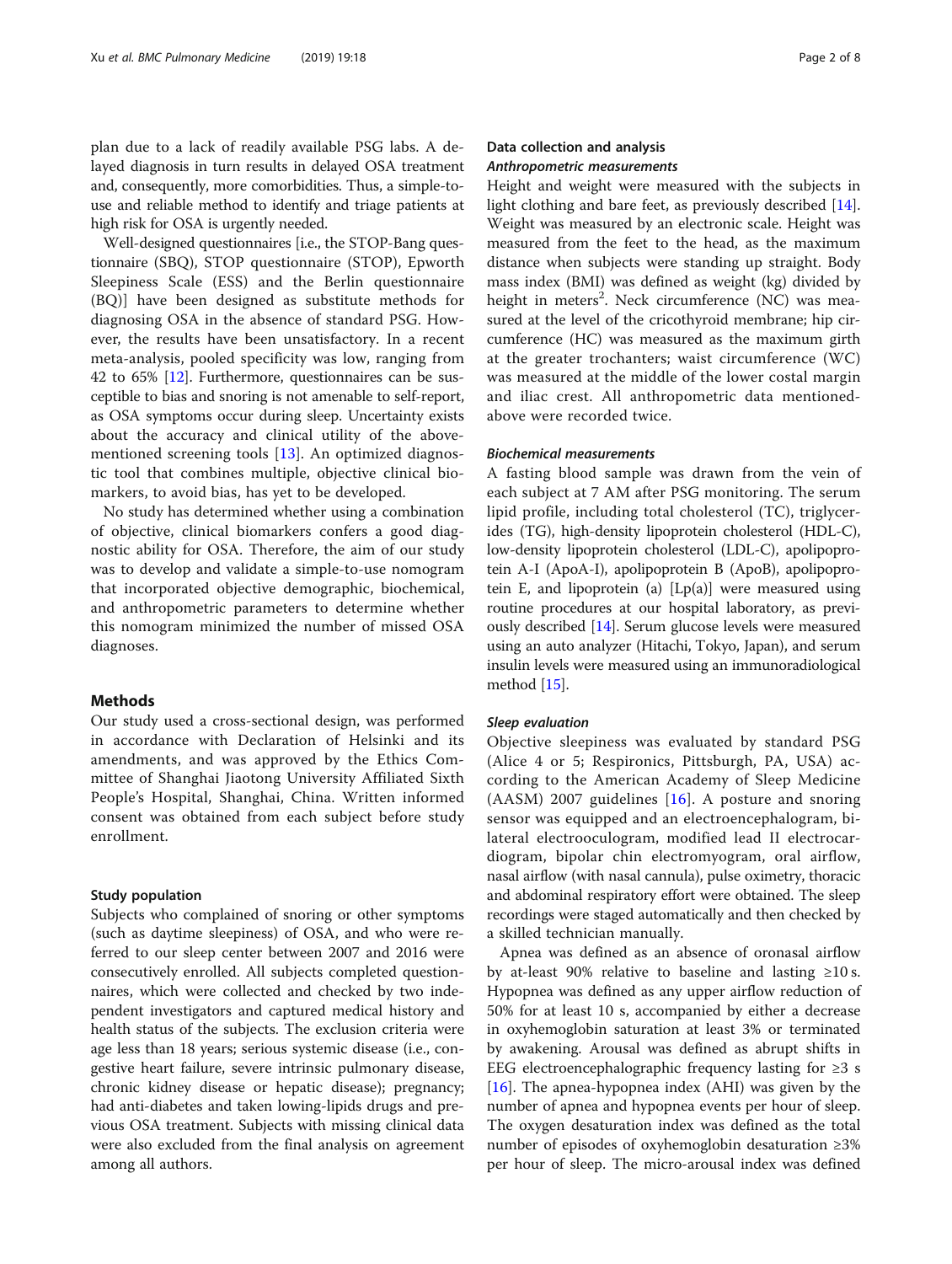plan due to a lack of readily available PSG labs. A delayed diagnosis in turn results in delayed OSA treatment and, consequently, more comorbidities. Thus, a simple-to-use and reliable method to identify and triage patients at high risk for OSA is urgently needed.

Well-designed questionnaires [i.e., the STOP-Bang questionnaire (SBQ), STOP questionnaire (STOP), Epworth Sleepiness Scale (ESS) and the Berlin questionnaire (BQ)] have been designed as substitute methods for diagnosing OSA in the absence of standard PSG. However, the results have been unsatisfactory. In a recent meta-analysis, pooled specificity was low, ranging from 42 to 65% [12]. Furthermore, questionnaires can be susceptible to bias and snoring is not amenable to self-report, as OSA symptoms occur during sleep. Uncertainty exists about the accuracy and clinical utility of the above-mentioned screening tools [13]. An optimized diagnostic tool that combines multiple, objective clinical biomarkers, to avoid bias, has yet to be developed.

No study has determined whether using a combination of objective, clinical biomarkers confers a good diagnostic ability for OSA. Therefore, the aim of our study was to develop and validate a simple-to-use nomogram that incorporated objective demographic, biochemical, and anthropometric parameters to determine whether this nomogram minimized the number of missed OSA diagnoses.

## Methods

Our study used a cross-sectional design, was performed in accordance with Declaration of Helsinki and its amendments, and was approved by the Ethics Committee of Shanghai Jiaotong University Affiliated Sixth People's Hospital, Shanghai, China. Written informed consent was obtained from each subject before study enrollment.

### Study population

Subjects who complained of snoring or other symptoms (such as daytime sleepiness) of OSA, and who were referred to our sleep center between 2007 and 2016 were consecutively enrolled. All subjects completed questionnaires, which were collected and checked by two independent investigators and captured medical history and health status of the subjects. The exclusion criteria were age less than 18 years; serious systemic disease (i.e., congestive heart failure, severe intrinsic pulmonary disease, chronic kidney disease or hepatic disease); pregnancy; had anti-diabetes and taken lowing-lipids drugs and previous OSA treatment. Subjects with missing clinical data were also excluded from the final analysis on agreement among all authors.

### Data collection and analysis

#### *Anthropometric measurements*

Height and weight were measured with the subjects in light clothing and bare feet, as previously described [14]. Weight was measured by an electronic scale. Height was measured from the feet to the head, as the maximum distance when subjects were standing up straight. Body mass index (BMI) was defined as weight (kg) divided by height in meters$^2$. Neck circumference (NC) was measured at the level of the cricothyroid membrane; hip circumference (HC) was measured as the maximum girth at the greater trochanters; waist circumference (WC) was measured at the middle of the lower costal margin and iliac crest. All anthropometric data mentioned-above were recorded twice.

#### *Biochemical measurements*

A fasting blood sample was drawn from the vein of each subject at 7 AM after PSG monitoring. The serum lipid profile, including total cholesterol (TC), triglycerides (TG), high-density lipoprotein cholesterol (HDL-C), low-density lipoprotein cholesterol (LDL-C), apolipoprotein A-I (ApoA-I), apolipoprotein B (ApoB), apolipoprotein E, and lipoprotein (a) [Lp(a)] were measured using routine procedures at our hospital laboratory, as previously described [14]. Serum glucose levels were measured using an auto analyzer (Hitachi, Tokyo, Japan), and serum insulin levels were measured using an immunoradiological method [15].

#### *Sleep evaluation*

Objective sleepiness was evaluated by standard PSG (Alice 4 or 5; Respironics, Pittsburgh, PA, USA) according to the American Academy of Sleep Medicine (AASM) 2007 guidelines [16]. A posture and snoring sensor was equipped and an electroencephalogram, bilateral electrooculogram, modified lead II electrocardiogram, bipolar chin electromyogram, oral airflow, nasal airflow (with nasal cannula), pulse oximetry, thoracic and abdominal respiratory effort were obtained. The sleep recordings were staged automatically and then checked by a skilled technician manually.

Apnea was defined as an absence of oronasal airflow by at-least 90% relative to baseline and lasting ≥10 s. Hypopnea was defined as any upper airflow reduction of 50% for at least 10 s, accompanied by either a decrease in oxyhemoglobin saturation at least 3% or terminated by awakening. Arousal was defined as abrupt shifts in EEG electroencephalographic frequency lasting for ≥3 s [16]. The apnea-hypopnea index (AHI) was given by the number of apnea and hypopnea events per hour of sleep. The oxygen desaturation index was defined as the total number of episodes of oxyhemoglobin desaturation ≥3% per hour of sleep. The micro-arousal index was defined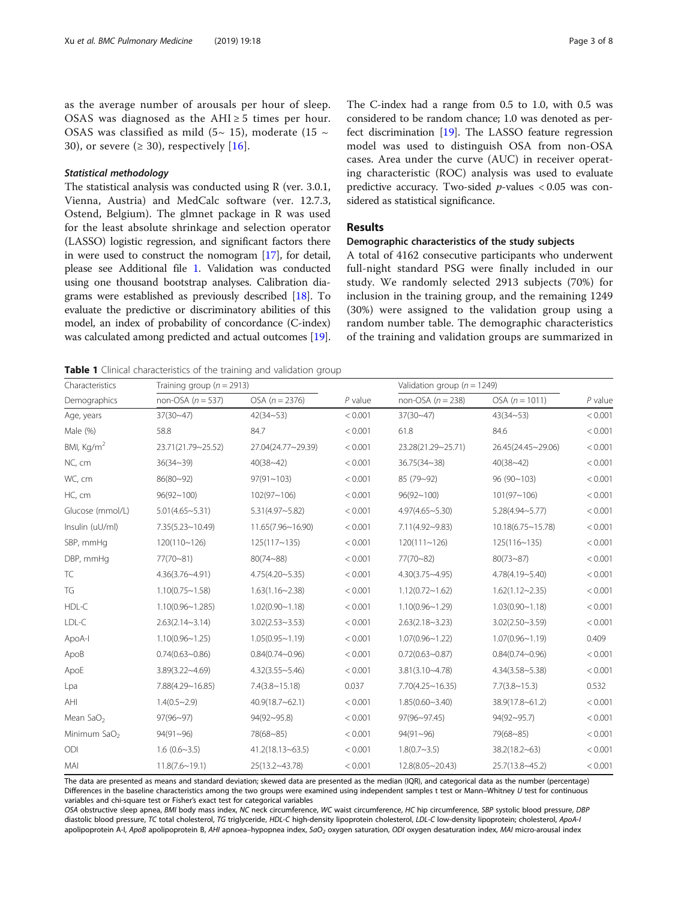as the average number of arousals per hour of sleep. OSAS was diagnosed as the AHI ≥ 5 times per hour. OSAS was classified as mild (5~ 15), moderate (15 ~ 30), or severe (≥ 30), respectively [16].

#### *Statistical methodology*

The statistical analysis was conducted using R (ver. 3.0.1, Vienna, Austria) and MedCalc software (ver. 12.7.3, Ostend, Belgium). The glmnet package in R was used for the least absolute shrinkage and selection operator (LASSO) logistic regression, and significant factors there in were used to construct the nomogram [17], for detail, please see Additional file 1. Validation was conducted using one thousand bootstrap analyses. Calibration diagrams were established as previously described [18]. To evaluate the predictive or discriminatory abilities of this model, an index of probability of concordance (C-index) was calculated among predicted and actual outcomes [19]. The C-index had a range from 0.5 to 1.0, with 0.5 was considered to be random chance; 1.0 was denoted as perfect discrimination [19]. The LASSO feature regression model was used to distinguish OSA from non-OSA cases. Area under the curve (AUC) in receiver operating characteristic (ROC) analysis was used to evaluate predictive accuracy. Two-sided *p*-values < 0.05 was considered as statistical significance.

## Results

### Demographic characteristics of the study subjects

A total of 4162 consecutive participants who underwent full-night standard PSG were finally included in our study. We randomly selected 2913 subjects (70%) for inclusion in the training group, and the remaining 1249 (30%) were assigned to the validation group using a random number table. The demographic characteristics of the training and validation groups are summarized in

**Table 1** Clinical characteristics of the training and validation group

| Characteristics | Training group ($n$ = 2913) | | | Validation group ($n$ = 1249) | | |
|---|---|---|---|---|---|---|
| Demographics | non-OSA ($n$ = 537) | OSA ($n$ = 2376) | *P* value | non-OSA ($n$ = 238) | OSA ($n$ = 1011) | *P* value |
| Age, years | 37(30~47) | 42(34~53) | < 0.001 | 37(30~47) | 43(34~53) | < 0.001 |
| Male (%) | 58.8 | 84.7 | < 0.001 | 61.8 | 84.6 | < 0.001 |
| BMI, Kg/m$^2$ | 23.71(21.79~25.52) | 27.04(24.77~29.39) | < 0.001 | 23.28(21.29~25.71) | 26.45(24.45~29.06) | < 0.001 |
| NC, cm | 36(34~39) | 40(38~42) | < 0.001 | 36.75(34~38) | 40(38~42) | < 0.001 |
| WC, cm | 86(80~92) | 97(91~103) | < 0.001 | 85 (79~92) | 96 (90~103) | < 0.001 |
| HC, cm | 96(92~100) | 102(97~106) | < 0.001 | 96(92~100) | 101(97~106) | < 0.001 |
| Glucose (mmol/L) | 5.01(4.65~5.31) | 5.31(4.97~5.82) | < 0.001 | 4.97(4.65~5.30) | 5.28(4.94~5.77) | < 0.001 |
| Insulin (uU/ml) | 7.35(5.23~10.49) | 11.65(7.96~16.90) | < 0.001 | 7.11(4.92~9.83) | 10.18(6.75~15.78) | < 0.001 |
| SBP, mmHg | 120(110~126) | 125(117~135) | < 0.001 | 120(111~126) | 125(116~135) | < 0.001 |
| DBP, mmHg | 77(70~81) | 80(74~88) | < 0.001 | 77(70~82) | 80(73~87) | < 0.001 |
| TC | 4.36(3.76~4.91) | 4.75(4.20~5.35) | < 0.001 | 4.30(3.75~4.95) | 4.78(4.19~5.40) | < 0.001 |
| TG | 1.10(0.75~1.58) | 1.63(1.16~2.38) | < 0.001 | 1.12(0.72~1.62) | 1.62(1.12~2.35) | < 0.001 |
| HDL-C | 1.10(0.96~1.285) | 1.02(0.90~1.18) | < 0.001 | 1.10(0.96~1.29) | 1.03(0.90~1.18) | < 0.001 |
| LDL-C | 2.63(2.14~3.14) | 3.02(2.53~3.53) | < 0.001 | 2.63(2.18~3.23) | 3.02(2.50~3.59) | < 0.001 |
| ApoA-I | 1.10(0.96~1.25) | 1.05(0.95~1.19) | < 0.001 | 1.07(0.96~1.22) | 1.07(0.96~1.19) | 0.409 |
| ApoB | 0.74(0.63~0.86) | 0.84(0.74~0.96) | < 0.001 | 0.72(0.63~0.87) | 0.84(0.74~0.96) | < 0.001 |
| ApoE | 3.89(3.22~4.69) | 4.32(3.55~5.46) | < 0.001 | 3.81(3.10~4.78) | 4.34(3.58~5.38) | < 0.001 |
| Lpa | 7.88(4.29~16.85) | 7.4(3.8~15.18) | 0.037 | 7.70(4.25~16.35) | 7.7(3.8~15.3) | 0.532 |
| AHI | 1.4(0.5~2.9) | 40.9(18.7~62.1) | < 0.001 | 1.85(0.60~3.40) | 38.9(17.8~61.2) | < 0.001 |
| Mean $SaO_2$ | 97(96~97) | 94(92~95.8) | < 0.001 | 97(96~97.45) | 94(92~95.7) | < 0.001 |
| Minimum $SaO_2$ | 94(91~96) | 78(68~85) | < 0.001 | 94(91~96) | 79(68~85) | < 0.001 |
| ODI | 1.6 (0.6~3.5) | 41.2(18.13~63.5) | < 0.001 | 1.8(0.7~3.5) | 38.2(18.2~63) | < 0.001 |
| MAI | 11.8(7.6~19.1) | 25(13.2~43.78) | < 0.001 | 12.8(8.05~20.43) | 25.7(13.8~45.2) | < 0.001 |

The data are presented as means and standard deviation; skewed data are presented as the median (IQR), and categorical data as the number (percentage)
Differences in the baseline characteristics among the two groups were examined using independent samples t test or Mann–Whitney *U* test for continuous variables and chi-square test or Fisher's exact test for categorical variables

*OSA* obstructive sleep apnea, *BMI* body mass index, *NC* neck circumference, *WC* waist circumference, *HC* hip circumference, *SBP* systolic blood pressure, *DBP* diastolic blood pressure, *TC* total cholesterol, *TG* triglyceride, *HDL-C* high-density lipoprotein cholesterol, *LDL-C* low-density lipoprotein; cholesterol, *ApoA-I* apolipoprotein A-I, *ApoB* apolipoprotein B, *AHI* apnoea–hypopnea index, $SaO_2$ oxygen saturation, *ODI* oxygen desaturation index, *MAI* micro-arousal index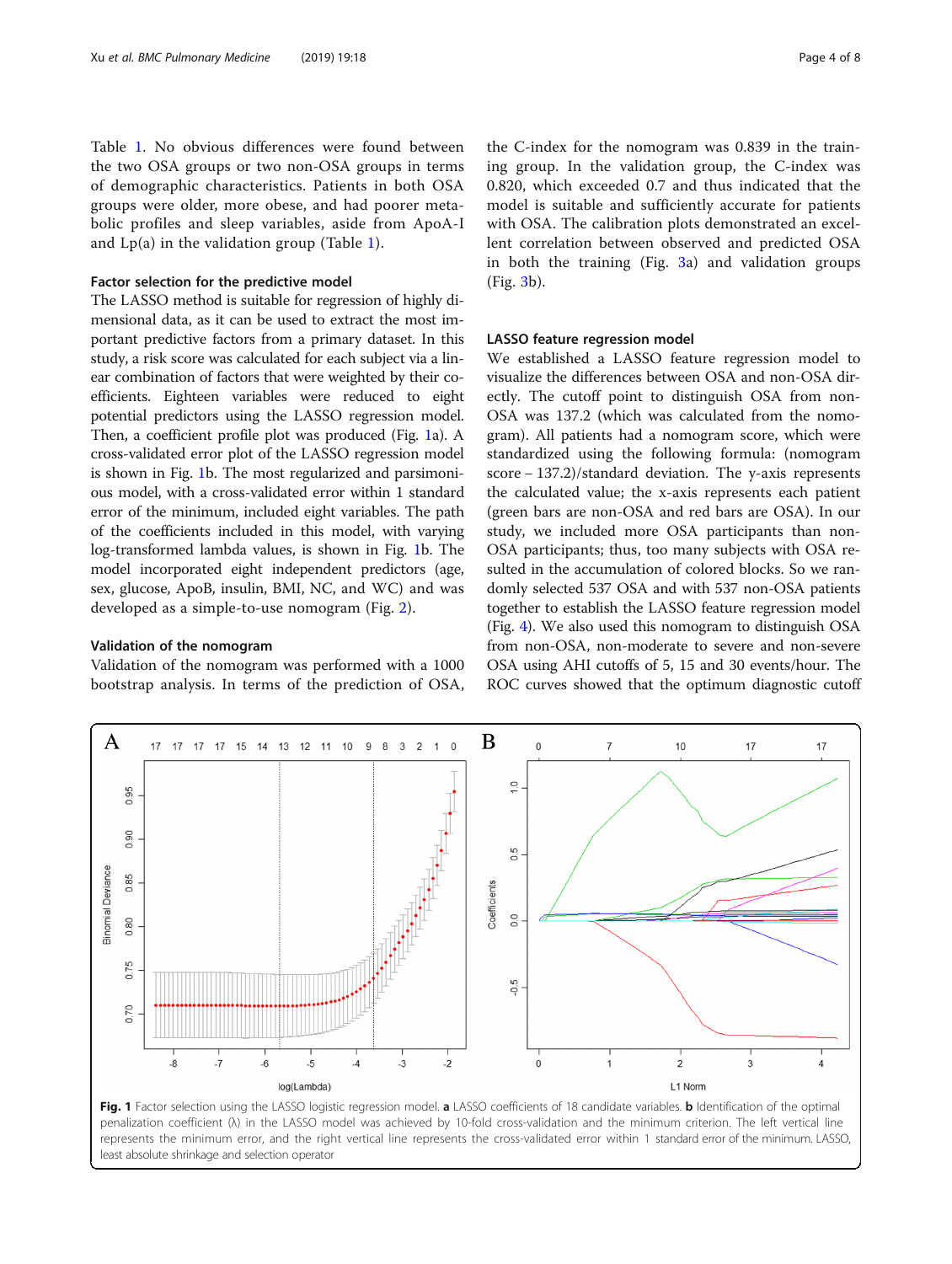Table 1. No obvious differences were found between the two OSA groups or two non-OSA groups in terms of demographic characteristics. Patients in both OSA groups were older, more obese, and had poorer metabolic profiles and sleep variables, aside from ApoA-I and Lp(a) in the validation group (Table 1).

### Factor selection for the predictive model

The LASSO method is suitable for regression of highly dimensional data, as it can be used to extract the most important predictive factors from a primary dataset. In this study, a risk score was calculated for each subject via a linear combination of factors that were weighted by their coefficients. Eighteen variables were reduced to eight potential predictors using the LASSO regression model. Then, a coefficient profile plot was produced (Fig. 1a). A cross-validated error plot of the LASSO regression model is shown in Fig. 1b. The most regularized and parsimonious model, with a cross-validated error within 1 standard error of the minimum, included eight variables. The path of the coefficients included in this model, with varying log-transformed lambda values, is shown in Fig. 1b. The model incorporated eight independent predictors (age, sex, glucose, ApoB, insulin, BMI, NC, and WC) and was developed as a simple-to-use nomogram (Fig. 2).

### Validation of the nomogram

Validation of the nomogram was performed with a 1000 bootstrap analysis. In terms of the prediction of OSA, the C-index for the nomogram was 0.839 in the training group. In the validation group, the C-index was 0.820, which exceeded 0.7 and thus indicated that the model is suitable and sufficiently accurate for patients with OSA. The calibration plots demonstrated an excellent correlation between observed and predicted OSA in both the training (Fig. 3a) and validation groups (Fig. 3b).

### LASSO feature regression model

We established a LASSO feature regression model to visualize the differences between OSA and non-OSA directly. The cutoff point to distinguish OSA from non-OSA was 137.2 (which was calculated from the nomogram). All patients had a nomogram score, which were standardized using the following formula: (nomogram score – 137.2)/standard deviation. The y-axis represents the calculated value; the x-axis represents each patient (green bars are non-OSA and red bars are OSA). In our study, we included more OSA participants than non-OSA participants; thus, too many subjects with OSA resulted in the accumulation of colored blocks. So we randomly selected 537 OSA and with 537 non-OSA patients together to establish the LASSO feature regression model (Fig. 4). We also used this nomogram to distinguish OSA from non-OSA, non-moderate to severe and non-severe OSA using AHI cutoffs of 5, 15 and 30 events/hour. The ROC curves showed that the optimum diagnostic cutoff

A
17 17 17 17 15 14 13 12 11 10 9 8 3 2 1 0
Binomial Deviance
0.70 0.75 0.80 0.85 0.90 0.95
-8 -7 -6 -5 -4 -3 -2
log(Lambda)

B
0 7 10 17 17
Coefficients
-0.5 0.0 0.5 1.0
0 1 2 3 4
L1 Norm

**Fig. 1** Factor selection using the LASSO logistic regression model. **a** LASSO coefficients of 18 candidate variables. **b** Identification of the optimal penalization coefficient (λ) in the LASSO model was achieved by 10-fold cross-validation and the minimum criterion. The left vertical line represents the minimum error, and the right vertical line represents the cross-validated error within 1 standard error of the minimum. LASSO, least absolute shrinkage and selection operator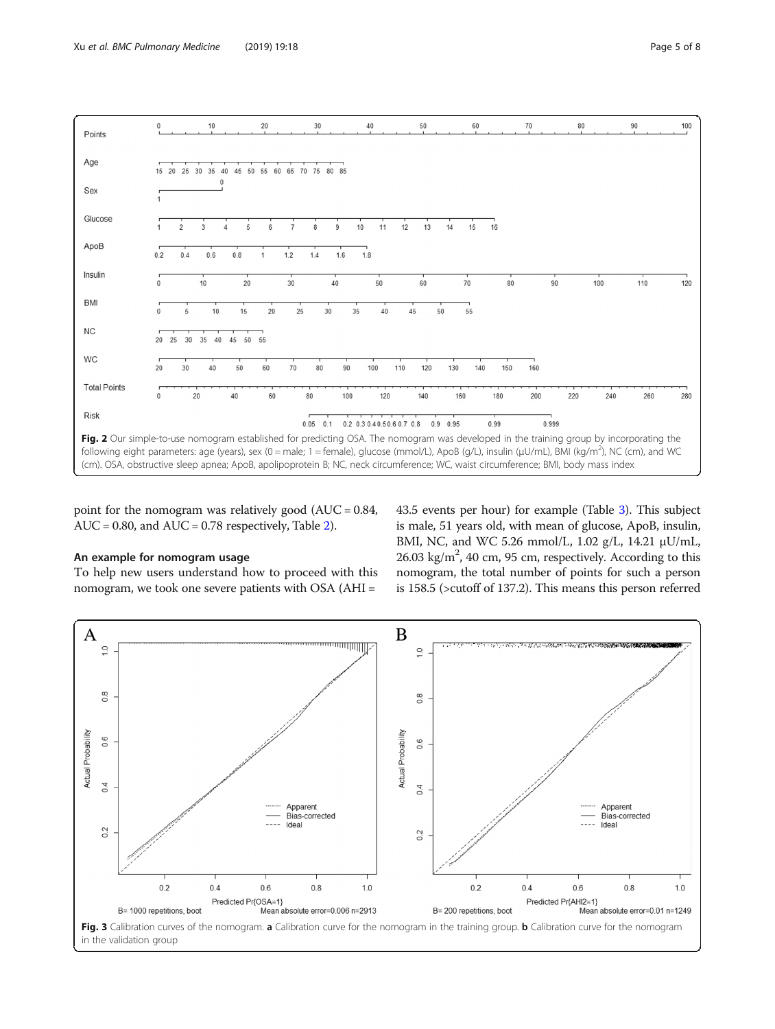Points 0 10 20 30 40 50 60 70 80 90 100

Age 15 20 25 30 35 40 45 50 55 60 65 70 75 80 85

Sex 1 0

Glucose 1 2 3 4 5 6 7 8 9 10 11 12 13 14 15 16

ApoB 0.2 0.4 0.6 0.8 1 1.2 1.4 1.6 1.8

Insulin 0 10 20 30 40 50 60 70 80 90 100 110 120

BMI 0 5 10 15 20 25 30 35 40 45 50 55

NC 20 25 30 35 40 45 50 55

WC 20 30 40 50 60 70 80 90 100 110 120 130 140 150 160

Total Points 0 20 40 60 80 100 120 140 160 180 200 220 240 260 280

Risk 0.05 0.1 0.2 0.3 0.4 0.5 0.6 0.7 0.8 0.9 0.95 0.99 0.999

**Fig. 2** Our simple-to-use nomogram established for predicting OSA. The nomogram was developed in the training group by incorporating the following eight parameters: age (years), sex (0 = male; 1 = female), glucose (mmol/L), ApoB (g/L), insulin (μU/mL), BMI (kg/m$^2$), NC (cm), and WC (cm). OSA, obstructive sleep apnea; ApoB, apolipoprotein B; NC, neck circumference; WC, waist circumference; BMI, body mass index

point for the nomogram was relatively good (AUC = 0.84, AUC = 0.80, and AUC = 0.78 respectively, Table 2).

### An example for nomogram usage

To help new users understand how to proceed with this nomogram, we took one severe patients with OSA (AHI = 43.5 events per hour) for example (Table 3). This subject is male, 51 years old, with mean of glucose, ApoB, insulin, BMI, NC, and WC 5.26 mmol/L, 1.02 g/L, 14.21 μU/mL, 26.03 kg/m$^2$, 40 cm, 95 cm, respectively. According to this nomogram, the total number of points for such a person is 158.5 (>cutoff of 137.2). This means this person referred

A

Actual Probability

0.2 0.4 0.6 0.8 1.0

Apparent
Bias-corrected
Ideal

Predicted Pr{OSA=1}

B= 1000 repetitions, boot

Mean absolute error=0.006 n=2913

B

Actual Probability

0.2 0.4 0.6 0.8 1.0

Apparent
Bias-corrected
Ideal

Predicted Pr{AHI2=1}

B= 200 repetitions, boot

Mean absolute error=0.01 n=1249

**Fig. 3** Calibration curves of the nomogram. **a** Calibration curve for the nomogram in the training group. **b** Calibration curve for the nomogram in the validation group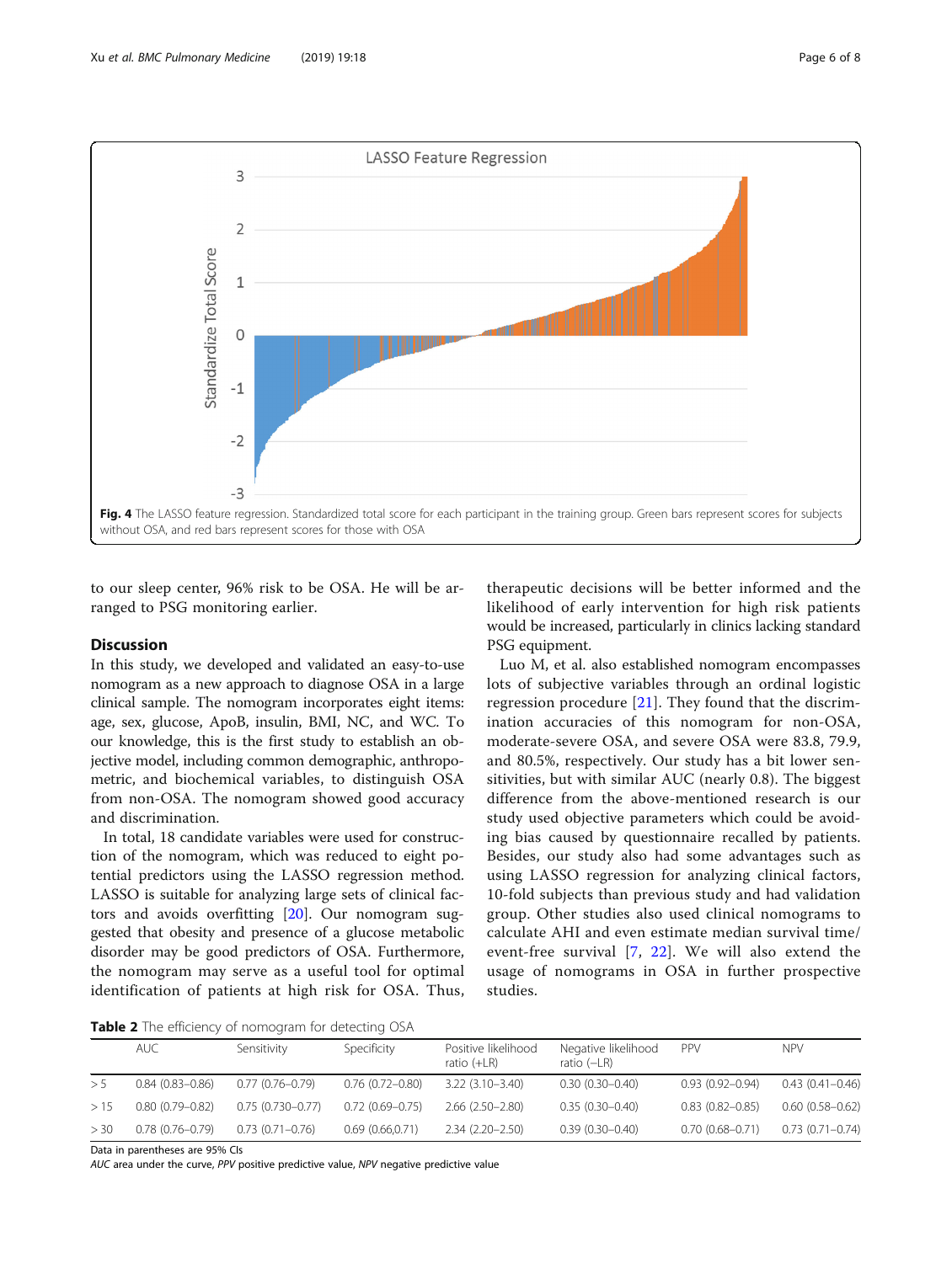LASSO Feature Regression

Standardize Total Score

3
2
1
0
-1
-2
-3

**Fig. 4** The LASSO feature regression. Standardized total score for each participant in the training group. Green bars represent scores for subjects without OSA, and red bars represent scores for those with OSA

to our sleep center, 96% risk to be OSA. He will be arranged to PSG monitoring earlier.

## Discussion

In this study, we developed and validated an easy-to-use nomogram as a new approach to diagnose OSA in a large clinical sample. The nomogram incorporates eight items: age, sex, glucose, ApoB, insulin, BMI, NC, and WC. To our knowledge, this is the first study to establish an objective model, including common demographic, anthropometric, and biochemical variables, to distinguish OSA from non-OSA. The nomogram showed good accuracy and discrimination.

In total, 18 candidate variables were used for construction of the nomogram, which was reduced to eight potential predictors using the LASSO regression method. LASSO is suitable for analyzing large sets of clinical factors and avoids overfitting [20]. Our nomogram suggested that obesity and presence of a glucose metabolic disorder may be good predictors of OSA. Furthermore, the nomogram may serve as a useful tool for optimal identification of patients at high risk for OSA. Thus, therapeutic decisions will be better informed and the likelihood of early intervention for high risk patients would be increased, particularly in clinics lacking standard PSG equipment.

Luo M, et al. also established nomogram encompasses lots of subjective variables through an ordinal logistic regression procedure [21]. They found that the discrimination accuracies of this nomogram for non-OSA, moderate-severe OSA, and severe OSA were 83.8, 79.9, and 80.5%, respectively. Our study has a bit lower sensitivities, but with similar AUC (nearly 0.8). The biggest difference from the above-mentioned research is our study used objective parameters which could be avoiding bias caused by questionnaire recalled by patients. Besides, our study also had some advantages such as using LASSO regression for analyzing clinical factors, 10-fold subjects than previous study and had validation group. Other studies also used clinical nomograms to calculate AHI and even estimate median survival time/event-free survival [7, 22]. We will also extend the usage of nomograms in OSA in further prospective studies.

**Table 2** The efficiency of nomogram for detecting OSA

| | AUC | Sensitivity | Specificity | Positive likelihood ratio (+LR) | Negative likelihood ratio (−LR) | PPV | NPV |
|---|---|---|---|---|---|---|---|
| > 5 | 0.84 (0.83–0.86) | 0.77 (0.76–0.79) | 0.76 (0.72–0.80) | 3.22 (3.10–3.40) | 0.30 (0.30–0.40) | 0.93 (0.92–0.94) | 0.43 (0.41–0.46) |
| > 15 | 0.80 (0.79–0.82) | 0.75 (0.730–0.77) | 0.72 (0.69–0.75) | 2.66 (2.50–2.80) | 0.35 (0.30–0.40) | 0.83 (0.82–0.85) | 0.60 (0.58–0.62) |
| > 30 | 0.78 (0.76–0.79) | 0.73 (0.71–0.76) | 0.69 (0.66,0.71) | 2.34 (2.20–2.50) | 0.39 (0.30–0.40) | 0.70 (0.68–0.71) | 0.73 (0.71–0.74) |

Data in parentheses are 95% CIs

*AUC* area under the curve, *PPV* positive predictive value, *NPV* negative predictive value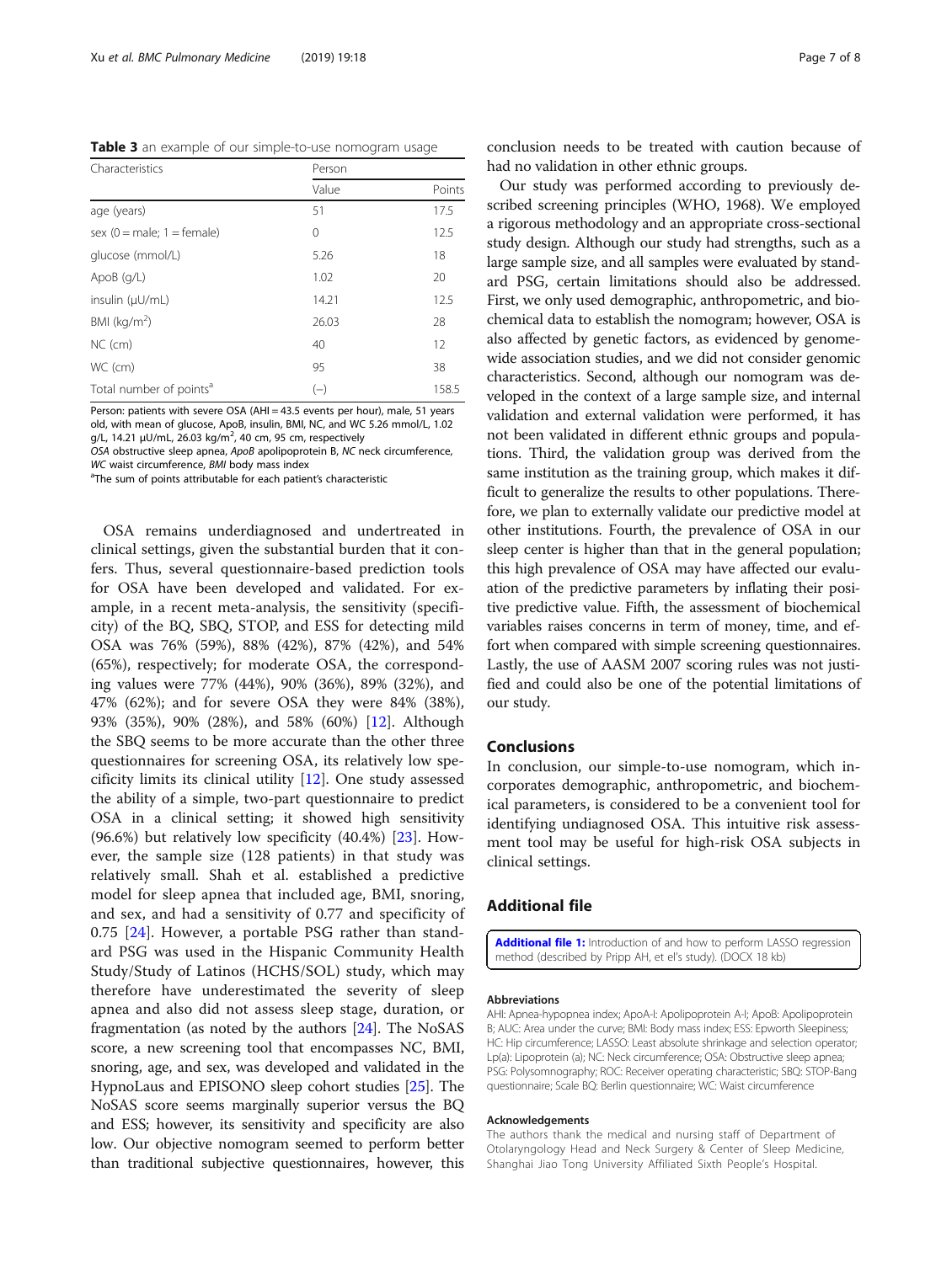**Table 3** an example of our simple-to-use nomogram usage

| Characteristics | Person | |
|---|---|---|
| | Value | Points |
| age (years) | 51 | 17.5 |
| sex (0 = male; 1 = female) | 0 | 12.5 |
| glucose (mmol/L) | 5.26 | 18 |
| ApoB (g/L) | 1.02 | 20 |
| insulin (μU/mL) | 14.21 | 12.5 |
| BMI (kg/m$^2$) | 26.03 | 28 |
| NC (cm) | 40 | 12 |
| WC (cm) | 95 | 38 |
| Total number of points[a] | (−) | 158.5 |

Person: patients with severe OSA (AHI = 43.5 events per hour), male, 51 years old, with mean of glucose, ApoB, insulin, BMI, NC, and WC 5.26 mmol/L, 1.02 g/L, 14.21 μU/mL, 26.03 kg/m$^2$, 40 cm, 95 cm, respectively

*OSA* obstructive sleep apnea, *ApoB* apolipoprotein B, *NC* neck circumference, *WC* waist circumference, *BMI* body mass index

[a]The sum of points attributable for each patient's characteristic

OSA remains underdiagnosed and undertreated in clinical settings, given the substantial burden that it confers. Thus, several questionnaire-based prediction tools for OSA have been developed and validated. For example, in a recent meta-analysis, the sensitivity (specificity) of the BQ, SBQ, STOP, and ESS for detecting mild OSA was 76% (59%), 88% (42%), 87% (42%), and 54% (65%), respectively; for moderate OSA, the corresponding values were 77% (44%), 90% (36%), 89% (32%), and 47% (62%); and for severe OSA they were 84% (38%), 93% (35%), 90% (28%), and 58% (60%) [12]. Although the SBQ seems to be more accurate than the other three questionnaires for screening OSA, its relatively low specificity limits its clinical utility [12]. One study assessed the ability of a simple, two-part questionnaire to predict OSA in a clinical setting; it showed high sensitivity (96.6%) but relatively low specificity (40.4%) [23]. However, the sample size (128 patients) in that study was relatively small. Shah et al. established a predictive model for sleep apnea that included age, BMI, snoring, and sex, and had a sensitivity of 0.77 and specificity of 0.75 [24]. However, a portable PSG rather than standard PSG was used in the Hispanic Community Health Study/Study of Latinos (HCHS/SOL) study, which may therefore have underestimated the severity of sleep apnea and also did not assess sleep stage, duration, or fragmentation (as noted by the authors [24]. The NoSAS score, a new screening tool that encompasses NC, BMI, snoring, age, and sex, was developed and validated in the HypnoLaus and EPISONO sleep cohort studies [25]. The NoSAS score seems marginally superior versus the BQ and ESS; however, its sensitivity and specificity are also low. Our objective nomogram seemed to perform better than traditional subjective questionnaires, however, this conclusion needs to be treated with caution because of had no validation in other ethnic groups.

Our study was performed according to previously described screening principles (WHO, 1968). We employed a rigorous methodology and an appropriate cross-sectional study design. Although our study had strengths, such as a large sample size, and all samples were evaluated by standard PSG, certain limitations should also be addressed. First, we only used demographic, anthropometric, and biochemical data to establish the nomogram; however, OSA is also affected by genetic factors, as evidenced by genome-wide association studies, and we did not consider genomic characteristics. Second, although our nomogram was developed in the context of a large sample size, and internal validation and external validation were performed, it has not been validated in different ethnic groups and populations. Third, the validation group was derived from the same institution as the training group, which makes it difficult to generalize the results to other populations. Therefore, we plan to externally validate our predictive model at other institutions. Fourth, the prevalence of OSA in our sleep center is higher than that in the general population; this high prevalence of OSA may have affected our evaluation of the predictive parameters by inflating their positive predictive value. Fifth, the assessment of biochemical variables raises concerns in term of money, time, and effort when compared with simple screening questionnaires. Lastly, the use of AASM 2007 scoring rules was not justified and could also be one of the potential limitations of our study.

## Conclusions

In conclusion, our simple-to-use nomogram, which incorporates demographic, anthropometric, and biochemical parameters, is considered to be a convenient tool for identifying undiagnosed OSA. This intuitive risk assessment tool may be useful for high-risk OSA subjects in clinical settings.

## Additional file

**Additional file 1:** Introduction of and how to perform LASSO regression method (described by Pripp AH, et el's study). (DOCX 18 kb)

#### Abbreviations

AHI: Apnea-hypopnea index; ApoA-I: Apolipoprotein A-I; ApoB: Apolipoprotein B; AUC: Area under the curve; BMI: Body mass index; ESS: Epworth Sleepiness; HC: Hip circumference; LASSO: Least absolute shrinkage and selection operator; Lp(a): Lipoprotein (a); NC: Neck circumference; OSA: Obstructive sleep apnea; PSG: Polysomnography; ROC: Receiver operating characteristic; SBQ: STOP-Bang questionnaire; Scale BQ: Berlin questionnaire; WC: Waist circumference

#### Acknowledgements

The authors thank the medical and nursing staff of Department of Otolaryngology Head and Neck Surgery & Center of Sleep Medicine, Shanghai Jiao Tong University Affiliated Sixth People's Hospital.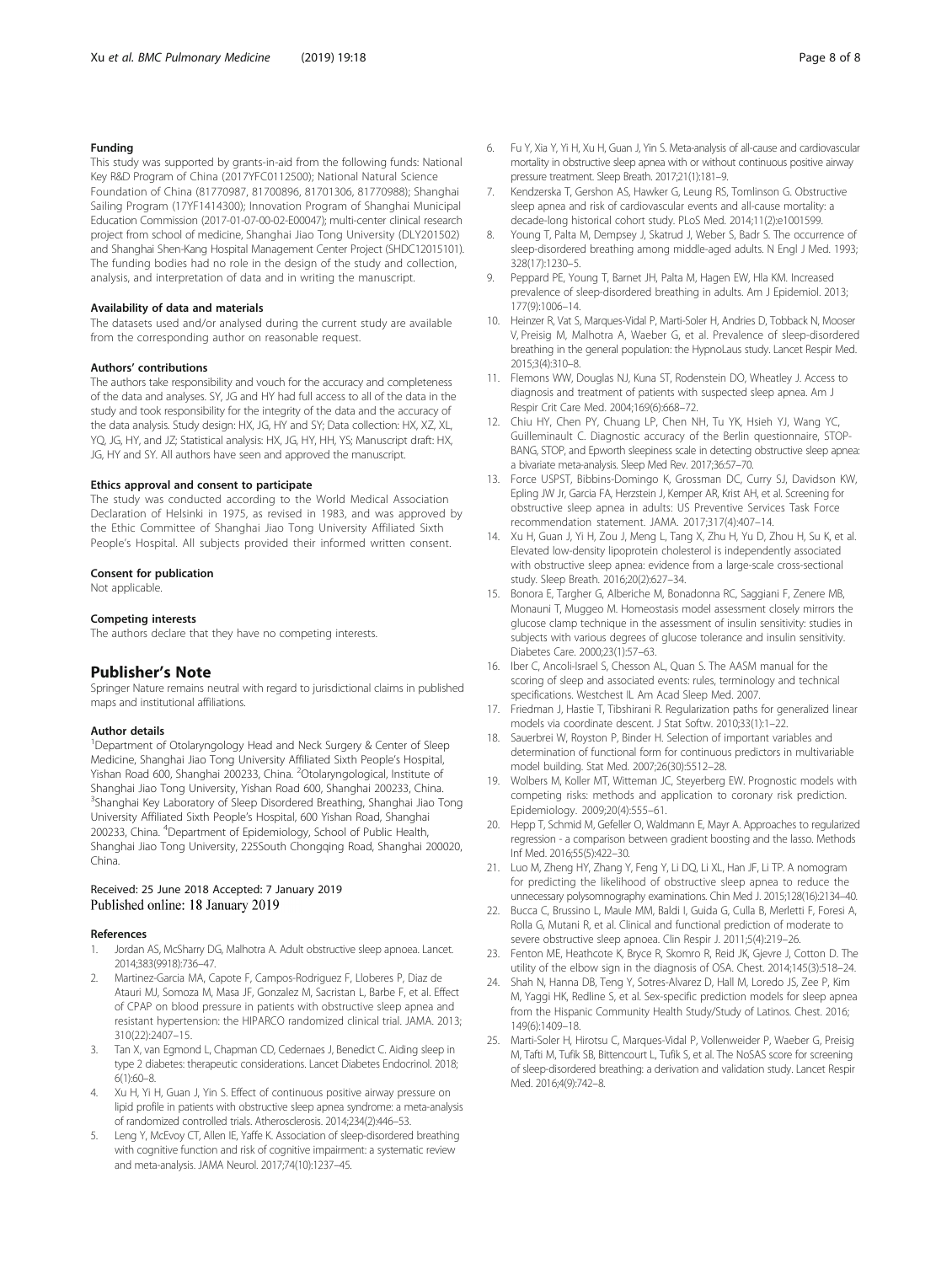### Funding

This study was supported by grants-in-aid from the following funds: National Key R&D Program of China (2017YFC0112500); National Natural Science Foundation of China (81770987, 81700896, 81701306, 81770988); Shanghai Sailing Program (17YF1414300); Innovation Program of Shanghai Municipal Education Commission (2017-01-07-00-02-E00047); multi-center clinical research project from school of medicine, Shanghai Jiao Tong University (DLY201502) and Shanghai Shen-Kang Hospital Management Center Project (SHDC12015101). The funding bodies had no role in the design of the study and collection, analysis, and interpretation of data and in writing the manuscript.

### Availability of data and materials

The datasets used and/or analysed during the current study are available from the corresponding author on reasonable request.

### Authors' contributions

The authors take responsibility and vouch for the accuracy and completeness of the data and analyses. SY, JG and HY had full access to all of the data in the study and took responsibility for the integrity of the data and the accuracy of the data analysis. Study design: HX, JG, HY and SY; Data collection: HX, XZ, XL, YQ, JG, HY, and JZ; Statistical analysis: HX, JG, HY, HH, YS; Manuscript draft: HX, JG, HY and SY. All authors have seen and approved the manuscript.

### Ethics approval and consent to participate

The study was conducted according to the World Medical Association Declaration of Helsinki in 1975, as revised in 1983, and was approved by the Ethic Committee of Shanghai Jiao Tong University Affiliated Sixth People's Hospital. All subjects provided their informed written consent.

### Consent for publication

Not applicable.

### Competing interests

The authors declare that they have no competing interests.

## Publisher's Note

Springer Nature remains neutral with regard to jurisdictional claims in published maps and institutional affiliations.

### Author details

[1]Department of Otolaryngology Head and Neck Surgery & Center of Sleep Medicine, Shanghai Jiao Tong University Affiliated Sixth People's Hospital, Yishan Road 600, Shanghai 200233, China. [2]Otolaryngological, Institute of Shanghai Jiao Tong University, Yishan Road 600, Shanghai 200233, China. [3]Shanghai Key Laboratory of Sleep Disordered Breathing, Shanghai Jiao Tong University Affiliated Sixth People's Hospital, 600 Yishan Road, Shanghai 200233, China. [4]Department of Epidemiology, School of Public Health, Shanghai Jiao Tong University, 225South Chongqing Road, Shanghai 200020, China.

Received: 25 June 2018 Accepted: 7 January 2019
Published online: 18 January 2019

### References

1. Jordan AS, McSharry DG, Malhotra A. Adult obstructive sleep apnoea. Lancet. 2014;383(9918):736–47.
2. Martinez-Garcia MA, Capote F, Campos-Rodriguez F, Lloberes P, Diaz de Atauri MJ, Somoza M, Masa JF, Gonzalez M, Sacristan L, Barbe F, et al. Effect of CPAP on blood pressure in patients with obstructive sleep apnea and resistant hypertension: the HIPARCO randomized clinical trial. JAMA. 2013; 310(22):2407–15.
3. Tan X, van Egmond L, Chapman CD, Cedernaes J, Benedict C. Aiding sleep in type 2 diabetes: therapeutic considerations. Lancet Diabetes Endocrinol. 2018; 6(1):60–8.
4. Xu H, Yi H, Guan J, Yin S. Effect of continuous positive airway pressure on lipid profile in patients with obstructive sleep apnoea syndrome: a meta-analysis of randomized controlled trials. Atherosclerosis. 2014;234(2):446–53.
5. Leng Y, McEvoy CT, Allen IE, Yaffe K. Association of sleep-disordered breathing with cognitive function and risk of cognitive impairment: a systematic review and meta-analysis. JAMA Neurol. 2017;74(10):1237–45.
6. Fu Y, Xia Y, Yi H, Xu H, Guan J, Yin S. Meta-analysis of all-cause and cardiovascular mortality in obstructive sleep apnea with or without continuous positive airway pressure treatment. Sleep Breath. 2017;21(1):181–9.
7. Kendzerska T, Gershon AS, Hawker G, Leung RS, Tomlinson G. Obstructive sleep apnea and risk of cardiovascular events and all-cause mortality: a decade-long historical cohort study. PLoS Med. 2014;11(2):e1001599.
8. Young T, Palta M, Dempsey J, Skatrud J, Weber S, Badr S. The occurrence of sleep-disordered breathing among middle-aged adults. N Engl J Med. 1993; 328(17):1230–5.
9. Peppard PE, Young T, Barnet JH, Palta M, Hagen EW, Hla KM. Increased prevalence of sleep-disordered breathing in adults. Am J Epidemiol. 2013; 177(9):1006–14.
10. Heinzer R, Vat S, Marques-Vidal P, Marti-Soler H, Andries D, Tobback N, Mooser V, Preisig M, Malhotra A, Waeber G, et al. Prevalence of sleep-disordered breathing in the general population: the HypnoLaus study. Lancet Respir Med. 2015;3(4):310–8.
11. Flemons WW, Douglas NJ, Kuna ST, Rodenstein DO, Wheatley J. Access to diagnosis and treatment of patients with suspected sleep apnea. Am J Respir Crit Care Med. 2004;169(6):668–72.
12. Chiu HY, Chen PY, Chuang LP, Chen NH, Tu YK, Hsieh YJ, Wang YC, Guilleminault C. Diagnostic accuracy of the Berlin questionnaire, STOP-BANG, STOP, and Epworth sleepiness scale in detecting obstructive sleep apnea: a bivariate meta-analysis. Sleep Med Rev. 2017;36:57–70.
13. Force USPST, Bibbins-Domingo K, Grossman DC, Curry SJ, Davidson KW, Epling JW Jr, Garcia FA, Herzstein J, Kemper AR, Krist AH, et al. Screening for obstructive sleep apnea in adults: US Preventive Services Task Force recommendation statement. JAMA. 2017;317(4):407–14.
14. Xu H, Guan J, Yi H, Zou J, Meng L, Tang X, Zhu H, Yu D, Zhou H, Su K, et al. Elevated low-density lipoprotein cholesterol is independently associated with obstructive sleep apnea: evidence from a large-scale cross-sectional study. Sleep Breath. 2016;20(2):627–34.
15. Bonora E, Targher G, Alberiche M, Bonadonna RC, Saggiani F, Zenere MB, Monauni T, Muggeo M. Homeostasis model assessment closely mirrors the glucose clamp technique in the assessment of insulin sensitivity: studies in subjects with various degrees of glucose tolerance and insulin sensitivity. Diabetes Care. 2000;23(1):57–63.
16. Iber C, Ancoli-Israel S, Chesson AL, Quan S. The AASM manual for the scoring of sleep and associated events: rules, terminology and technical specifications. Westchest IL Am Acad Sleep Med. 2007.
17. Friedman J, Hastie T, Tibshirani R. Regularization paths for generalized linear models via coordinate descent. J Stat Softw. 2010;33(1):1–22.
18. Sauerbrei W, Royston P, Binder H. Selection of important variables and determination of functional form for continuous predictors in multivariable model building. Stat Med. 2007;26(30):5512–28.
19. Wolbers M, Koller MT, Witteman JC, Steyerberg EW. Prognostic models with competing risks: methods and application to coronary risk prediction. Epidemiology. 2009;20(4):555–61.
20. Hepp T, Schmid M, Gefeller O, Waldmann E, Mayr A. Approaches to regularized regression - a comparison between gradient boosting and the lasso. Methods Inf Med. 2016;55(5):422–30.
21. Luo M, Zheng HY, Zhang Y, Feng Y, Li DQ, Li XL, Han JF, Li TP. A nomogram for predicting the likelihood of obstructive sleep apnea to reduce the unnecessary polysomnography examinations. Chin Med J. 2015;128(16):2134–40.
22. Bucca C, Brussino L, Maule MM, Baldi I, Guida G, Culla B, Merletti F, Foresi A, Rolla G, Mutani R, et al. Clinical and functional prediction of moderate to severe obstructive sleep apnoea. Clin Respir J. 2011;5(4):219–26.
23. Fenton ME, Heathcote K, Bryce R, Skomro R, Reid JK, Gjevre J, Cotton D. The utility of the elbow sign in the diagnosis of OSA. Chest. 2014;145(3):518–24.
24. Shah N, Hanna DB, Teng Y, Sotres-Alvarez D, Hall M, Loredo JS, Zee P, Kim M, Yaggi HK, Redline S, et al. Sex-specific prediction models for sleep apnea from the Hispanic Community Health Study/Study of Latinos. Chest. 2016; 149(6):1409–18.
25. Marti-Soler H, Hirotsu C, Marques-Vidal P, Vollenweider P, Waeber G, Preisig M, Tafti M, Tufik SB, Bittencourt L, Tufik S, et al. The NoSAS score for screening of sleep-disordered breathing: a derivation and validation study. Lancet Respir Med. 2016;4(9):742–8.